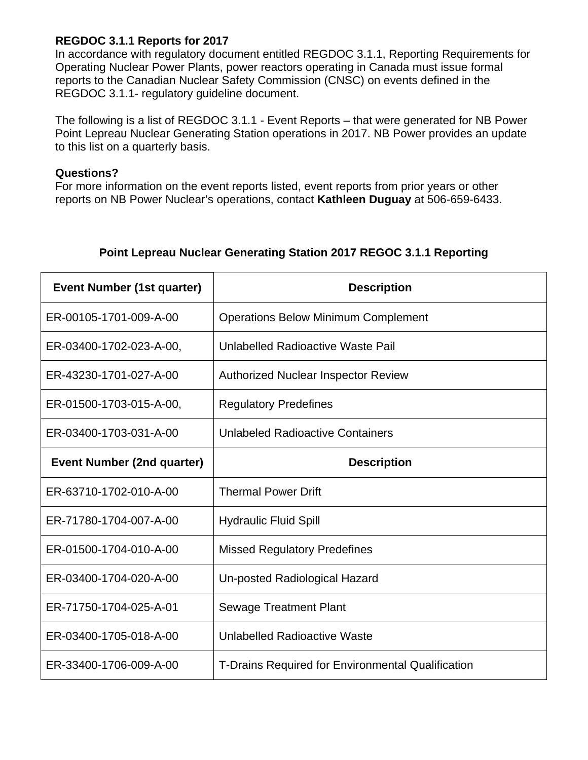**REGDOC 3.1.1 Reports for 2017**

In accordance with regulatory document entitled REGDOC 3.1.1, Reporting Requirements for Operating Nuclear Power Plants, power reactors operating in Canada must issue formal reports to the Canadian Nuclear Safety Commission (CNSC) on events defined in the REGDOC 3.1.1- regulatory guideline document.

The following is a list of REGDOC 3.1.1 - Event Reports – that were generated for NB Power Point Lepreau Nuclear Generating Station operations in 2017. NB Power provides an update to this list on a quarterly basis.

**Questions?**

For more information on the event reports listed, event reports from prior years or other reports on NB Power Nuclear's operations, contact **Kathleen Duguay** at 506-659-6433.

**Point Lepreau Nuclear Generating Station 2017 REGOC 3.1.1 Reporting**

| Event Number (1st quarter) | Description |
|---|---|
| ER-00105-1701-009-A-00 | Operations Below Minimum Complement |
| ER-03400-1702-023-A-00, | Unlabelled Radioactive Waste Pail |
| ER-43230-1701-027-A-00 | Authorized Nuclear Inspector Review |
| ER-01500-1703-015-A-00, | Regulatory Predefines |
| ER-03400-1703-031-A-00 | Unlabeled Radioactive Containers |
| **Event Number (2nd quarter)** | **Description** |
| ER-63710-1702-010-A-00 | Thermal Power Drift |
| ER-71780-1704-007-A-00 | Hydraulic Fluid Spill |
| ER-01500-1704-010-A-00 | Missed Regulatory Predefines |
| ER-03400-1704-020-A-00 | Un-posted Radiological Hazard |
| ER-71750-1704-025-A-01 | Sewage Treatment Plant |
| ER-03400-1705-018-A-00 | Unlabelled Radioactive Waste |
| ER-33400-1706-009-A-00 | T-Drains Required for Environmental Qualification |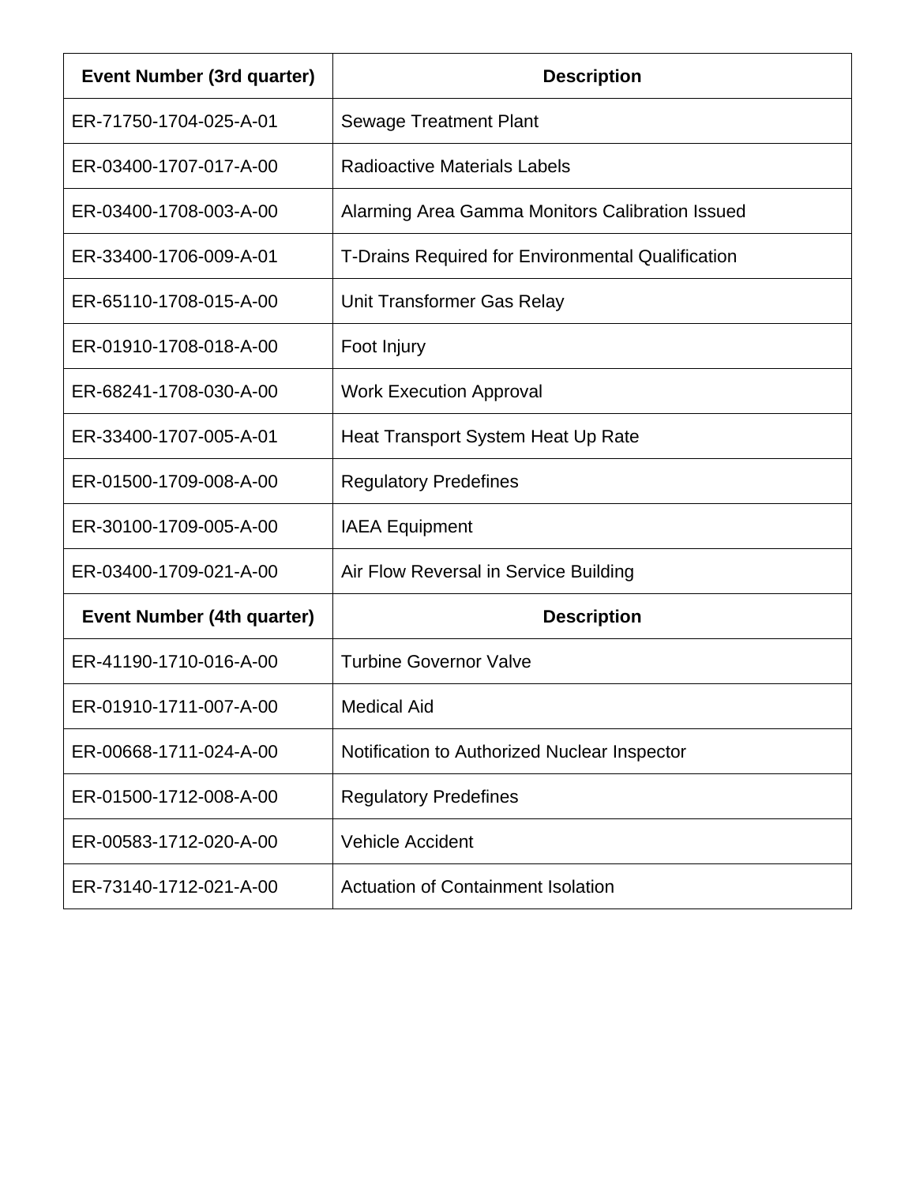| Event Number (3rd quarter) | Description |
|---|---|
| ER-71750-1704-025-A-01 | Sewage Treatment Plant |
| ER-03400-1707-017-A-00 | Radioactive Materials Labels |
| ER-03400-1708-003-A-00 | Alarming Area Gamma Monitors Calibration Issued |
| ER-33400-1706-009-A-01 | T-Drains Required for Environmental Qualification |
| ER-65110-1708-015-A-00 | Unit Transformer Gas Relay |
| ER-01910-1708-018-A-00 | Foot Injury |
| ER-68241-1708-030-A-00 | Work Execution Approval |
| ER-33400-1707-005-A-01 | Heat Transport System Heat Up Rate |
| ER-01500-1709-008-A-00 | Regulatory Predefines |
| ER-30100-1709-005-A-00 | IAEA Equipment |
| ER-03400-1709-021-A-00 | Air Flow Reversal in Service Building |
| **Event Number (4th quarter)** | **Description** |
| ER-41190-1710-016-A-00 | Turbine Governor Valve |
| ER-01910-1711-007-A-00 | Medical Aid |
| ER-00668-1711-024-A-00 | Notification to Authorized Nuclear Inspector |
| ER-01500-1712-008-A-00 | Regulatory Predefines |
| ER-00583-1712-020-A-00 | Vehicle Accident |
| ER-73140-1712-021-A-00 | Actuation of Containment Isolation |